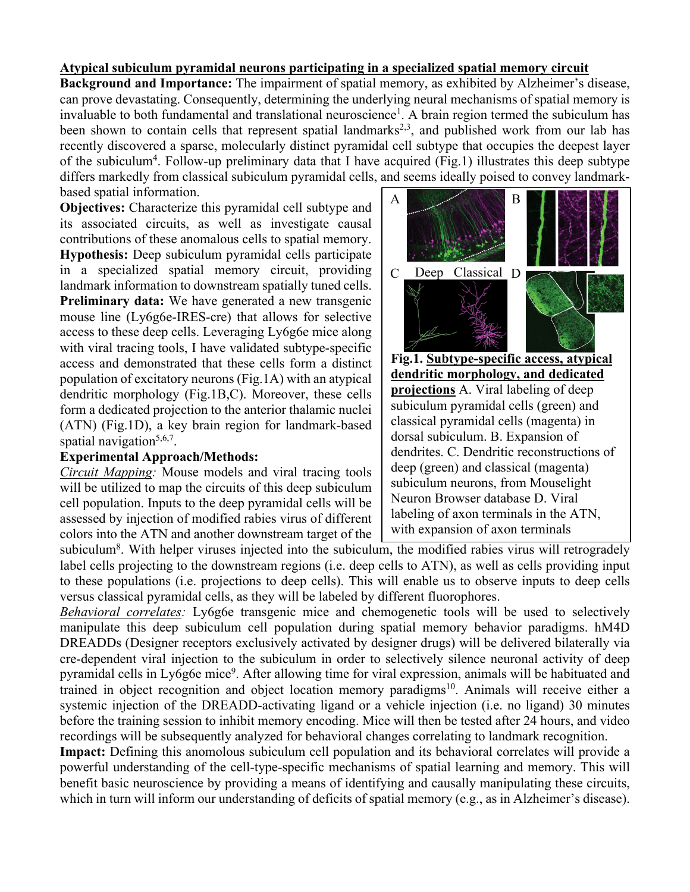**Atypical subiculum pyramidal neurons participating in a specialized spatial memory circuit**

**Background and Importance:** The impairment of spatial memory, as exhibited by Alzheimer's disease, can prove devastating. Consequently, determining the underlying neural mechanisms of spatial memory is invaluable to both fundamental and translational neuroscience[1]. A brain region termed the subiculum has been shown to contain cells that represent spatial landmarks[2,3], and published work from our lab has recently discovered a sparse, molecularly distinct pyramidal cell subtype that occupies the deepest layer of the subiculum[4]. Follow-up preliminary data that I have acquired (Fig.1) illustrates this deep subtype differs markedly from classical subiculum pyramidal cells, and seems ideally poised to convey landmark-based spatial information.

**Objectives:** Characterize this pyramidal cell subtype and its associated circuits, as well as investigate causal contributions of these anomalous cells to spatial memory.

**Hypothesis:** Deep subiculum pyramidal cells participate in a specialized spatial memory circuit, providing landmark information to downstream spatially tuned cells.

**Preliminary data:** We have generated a new transgenic mouse line (Ly6g6e-IRES-cre) that allows for selective access to these deep cells. Leveraging Ly6g6e mice along with viral tracing tools, I have validated subtype-specific access and demonstrated that these cells form a distinct population of excitatory neurons (Fig.1A) with an atypical dendritic morphology (Fig.1B,C). Moreover, these cells form a dedicated projection to the anterior thalamic nuclei (ATN) (Fig.1D), a key brain region for landmark-based spatial navigation[5,6,7].

**Fig.1. Subtype-specific access, atypical dendritic morphology, and dedicated projections** A. Viral labeling of deep subiculum pyramidal cells (green) and classical pyramidal cells (magenta) in dorsal subiculum. B. Expansion of dendrites. C. Dendritic reconstructions of deep (green) and classical (magenta) subiculum neurons, from Mouselight Neuron Browser database D. Viral labeling of axon terminals in the ATN, with expansion of axon terminals

**Experimental Approach/Methods:**

*Circuit Mapping:* Mouse models and viral tracing tools will be utilized to map the circuits of this deep subiculum cell population. Inputs to the deep pyramidal cells will be assessed by injection of modified rabies virus of different colors into the ATN and another downstream target of the subiculum[8]. With helper viruses injected into the subiculum, the modified rabies virus will retrogradely label cells projecting to the downstream regions (i.e. deep cells to ATN), as well as cells providing input to these populations (i.e. projections to deep cells). This will enable us to observe inputs to deep cells versus classical pyramidal cells, as they will be labeled by different fluorophores.

*Behavioral correlates:* Ly6g6e transgenic mice and chemogenetic tools will be used to selectively manipulate this deep subiculum cell population during spatial memory behavior paradigms. hM4D DREADDs (Designer receptors exclusively activated by designer drugs) will be delivered bilaterally via cre-dependent viral injection to the subiculum in order to selectively silence neuronal activity of deep pyramidal cells in Ly6g6e mice[9]. After allowing time for viral expression, animals will be habituated and trained in object recognition and object location memory paradigms[10]. Animals will receive either a systemic injection of the DREADD-activating ligand or a vehicle injection (i.e. no ligand) 30 minutes before the training session to inhibit memory encoding. Mice will then be tested after 24 hours, and video recordings will be subsequently analyzed for behavioral changes correlating to landmark recognition.

**Impact:** Defining this anomolous subiculum cell population and its behavioral correlates will provide a powerful understanding of the cell-type-specific mechanisms of spatial learning and memory. This will benefit basic neuroscience by providing a means of identifying and causally manipulating these circuits, which in turn will inform our understanding of deficits of spatial memory (e.g., as in Alzheimer's disease).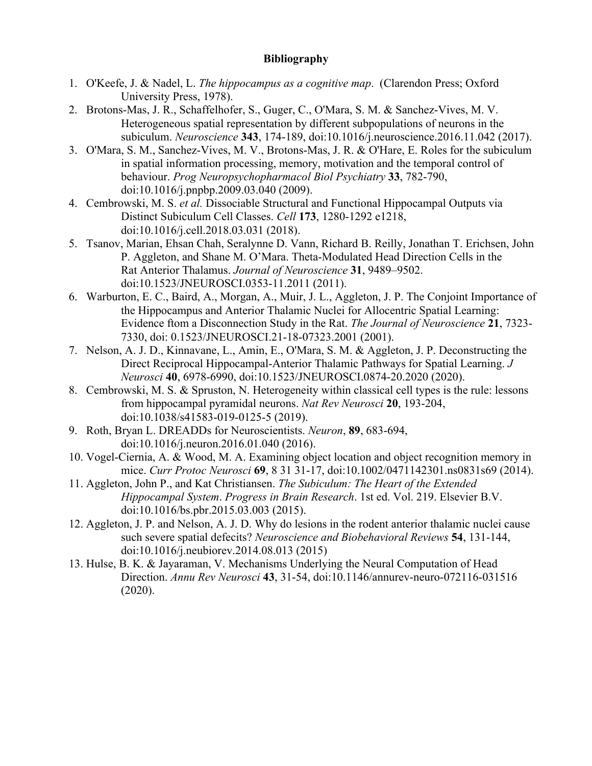**Bibliography**

1. O'Keefe, J. & Nadel, L. *The hippocampus as a cognitive map*. (Clarendon Press; Oxford University Press, 1978).
2. Brotons-Mas, J. R., Schaffelhofer, S., Guger, C., O'Mara, S. M. & Sanchez-Vives, M. V. Heterogeneous spatial representation by different subpopulations of neurons in the subiculum. *Neuroscience* **343**, 174-189, doi:10.1016/j.neuroscience.2016.11.042 (2017).
3. O'Mara, S. M., Sanchez-Vives, M. V., Brotons-Mas, J. R. & O'Hare, E. Roles for the subiculum in spatial information processing, memory, motivation and the temporal control of behaviour. *Prog Neuropsychopharmacol Biol Psychiatry* **33**, 782-790, doi:10.1016/j.pnpbp.2009.03.040 (2009).
4. Cembrowski, M. S. *et al.* Dissociable Structural and Functional Hippocampal Outputs via Distinct Subiculum Cell Classes. *Cell* **173**, 1280-1292 e1218, doi:10.1016/j.cell.2018.03.031 (2018).
5. Tsanov, Marian, Ehsan Chah, Seralynne D. Vann, Richard B. Reilly, Jonathan T. Erichsen, John P. Aggleton, and Shane M. O'Mara. Theta-Modulated Head Direction Cells in the Rat Anterior Thalamus. *Journal of Neuroscience* **31**, 9489–9502. doi:10.1523/JNEUROSCI.0353-11.2011 (2011).
6. Warburton, E. C., Baird, A., Morgan, A., Muir, J. L., Aggleton, J. P. The Conjoint Importance of the Hippocampus and Anterior Thalamic Nuclei for Allocentric Spatial Learning: Evidence ftom a Disconnection Study in the Rat. *The Journal of Neuroscience* **21**, 7323-7330, doi: 0.1523/JNEUROSCI.21-18-07323.2001 (2001).
7. Nelson, A. J. D., Kinnavane, L., Amin, E., O'Mara, S. M. & Aggleton, J. P. Deconstructing the Direct Reciprocal Hippocampal-Anterior Thalamic Pathways for Spatial Learning. *J Neurosci* **40**, 6978-6990, doi:10.1523/JNEUROSCI.0874-20.2020 (2020).
8. Cembrowski, M. S. & Spruston, N. Heterogeneity within classical cell types is the rule: lessons from hippocampal pyramidal neurons. *Nat Rev Neurosci* **20**, 193-204, doi:10.1038/s41583-019-0125-5 (2019).
9. Roth, Bryan L. DREADDs for Neuroscientists. *Neuron*, **89**, 683-694, doi:10.1016/j.neuron.2016.01.040 (2016).
10. Vogel-Ciernia, A. & Wood, M. A. Examining object location and object recognition memory in mice. *Curr Protoc Neurosci* **69**, 8 31 31-17, doi:10.1002/0471142301.ns0831s69 (2014).
11. Aggleton, John P., and Kat Christiansen. *The Subiculum: The Heart of the Extended Hippocampal System*. *Progress in Brain Research*. 1st ed. Vol. 219. Elsevier B.V. doi:10.1016/bs.pbr.2015.03.003 (2015).
12. Aggleton, J. P. and Nelson, A. J. D. Why do lesions in the rodent anterior thalamic nuclei cause such severe spatial defecits? *Neuroscience and Biobehavioral Reviews* **54**, 131-144, doi:10.1016/j.neubiorev.2014.08.013 (2015)
13. Hulse, B. K. & Jayaraman, V. Mechanisms Underlying the Neural Computation of Head Direction. *Annu Rev Neurosci* **43**, 31-54, doi:10.1146/annurev-neuro-072116-031516 (2020).